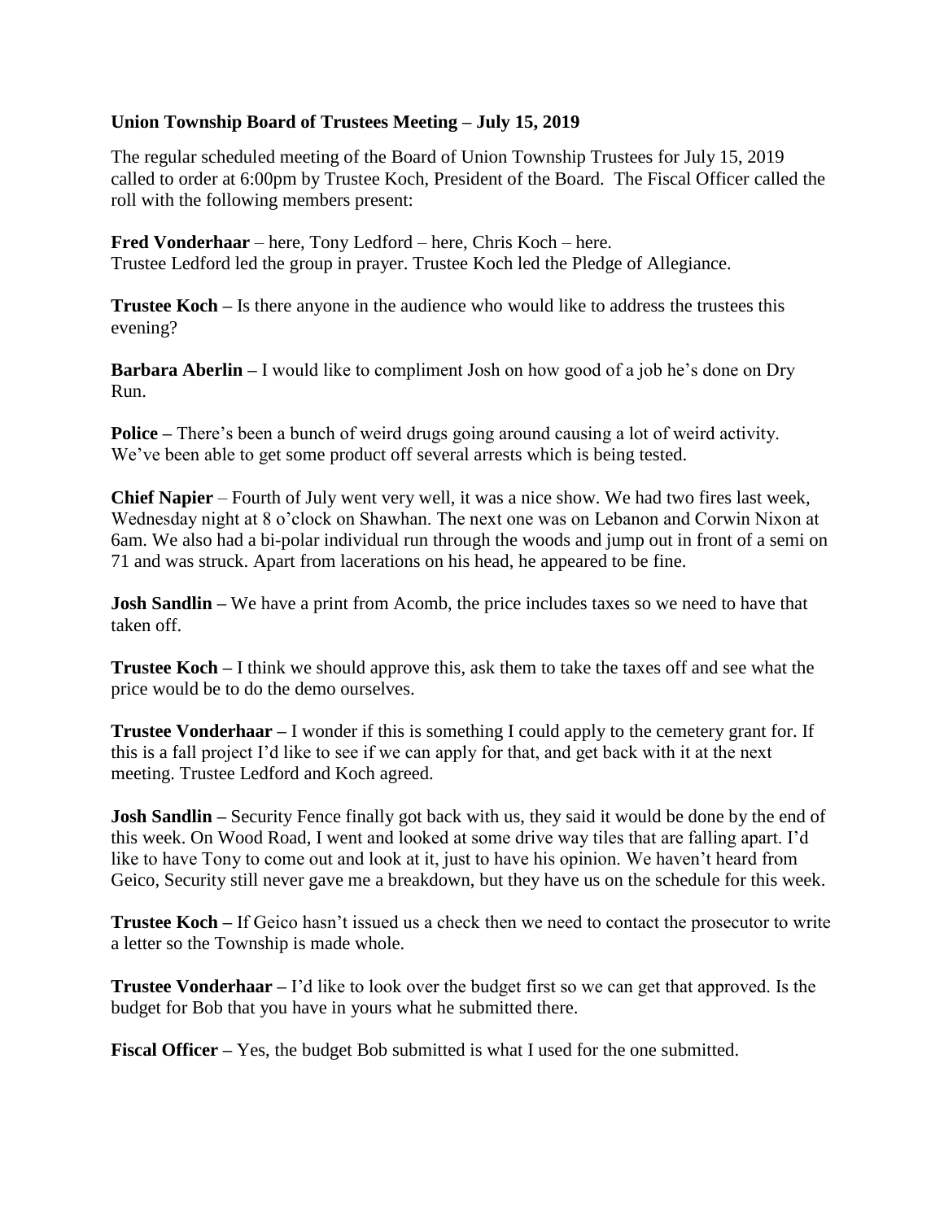**Union Township Board of Trustees Meeting – July 15, 2019**

The regular scheduled meeting of the Board of Union Township Trustees for July 15, 2019 called to order at 6:00pm by Trustee Koch, President of the Board. The Fiscal Officer called the roll with the following members present:

**Fred Vonderhaar** – here, Tony Ledford – here, Chris Koch – here.
Trustee Ledford led the group in prayer. Trustee Koch led the Pledge of Allegiance.

**Trustee Koch –** Is there anyone in the audience who would like to address the trustees this evening?

**Barbara Aberlin –** I would like to compliment Josh on how good of a job he's done on Dry Run.

**Police –** There's been a bunch of weird drugs going around causing a lot of weird activity. We've been able to get some product off several arrests which is being tested.

**Chief Napier** – Fourth of July went very well, it was a nice show. We had two fires last week, Wednesday night at 8 o'clock on Shawhan. The next one was on Lebanon and Corwin Nixon at 6am. We also had a bi-polar individual run through the woods and jump out in front of a semi on 71 and was struck. Apart from lacerations on his head, he appeared to be fine.

**Josh Sandlin –** We have a print from Acomb, the price includes taxes so we need to have that taken off.

**Trustee Koch –** I think we should approve this, ask them to take the taxes off and see what the price would be to do the demo ourselves.

**Trustee Vonderhaar –** I wonder if this is something I could apply to the cemetery grant for. If this is a fall project I'd like to see if we can apply for that, and get back with it at the next meeting. Trustee Ledford and Koch agreed.

**Josh Sandlin –** Security Fence finally got back with us, they said it would be done by the end of this week. On Wood Road, I went and looked at some drive way tiles that are falling apart. I'd like to have Tony to come out and look at it, just to have his opinion. We haven't heard from Geico, Security still never gave me a breakdown, but they have us on the schedule for this week.

**Trustee Koch –** If Geico hasn't issued us a check then we need to contact the prosecutor to write a letter so the Township is made whole.

**Trustee Vonderhaar –** I'd like to look over the budget first so we can get that approved. Is the budget for Bob that you have in yours what he submitted there.

**Fiscal Officer –** Yes, the budget Bob submitted is what I used for the one submitted.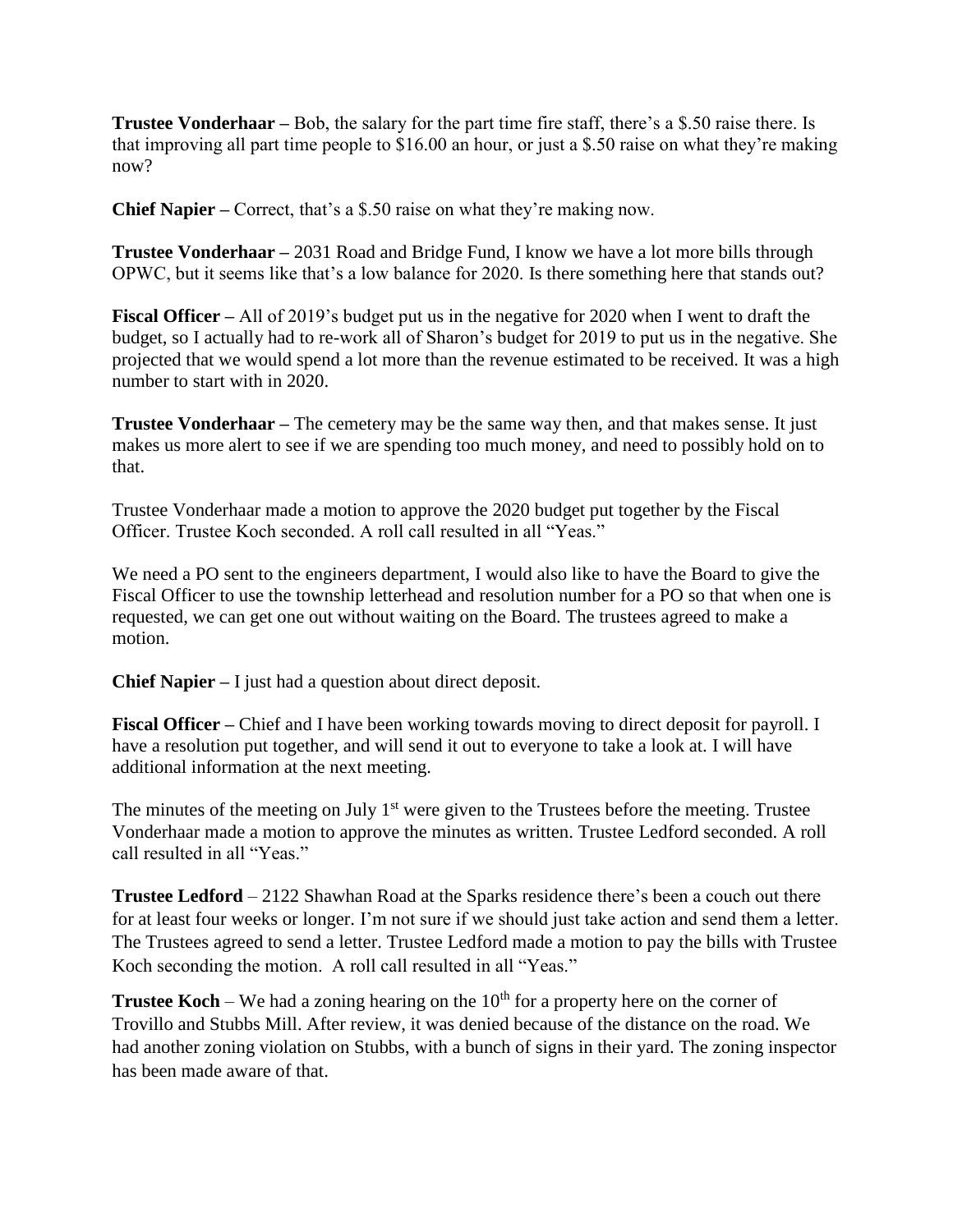**Trustee Vonderhaar –** Bob, the salary for the part time fire staff, there's a $.50 raise there. Is that improving all part time people to $16.00 an hour, or just a $.50 raise on what they're making now?

**Chief Napier –** Correct, that's a $.50 raise on what they're making now.

**Trustee Vonderhaar –** 2031 Road and Bridge Fund, I know we have a lot more bills through OPWC, but it seems like that's a low balance for 2020. Is there something here that stands out?

**Fiscal Officer –** All of 2019's budget put us in the negative for 2020 when I went to draft the budget, so I actually had to re-work all of Sharon's budget for 2019 to put us in the negative. She projected that we would spend a lot more than the revenue estimated to be received. It was a high number to start with in 2020.

**Trustee Vonderhaar –** The cemetery may be the same way then, and that makes sense. It just makes us more alert to see if we are spending too much money, and need to possibly hold on to that.

Trustee Vonderhaar made a motion to approve the 2020 budget put together by the Fiscal Officer. Trustee Koch seconded. A roll call resulted in all "Yeas."

We need a PO sent to the engineers department, I would also like to have the Board to give the Fiscal Officer to use the township letterhead and resolution number for a PO so that when one is requested, we can get one out without waiting on the Board. The trustees agreed to make a motion.

**Chief Napier –** I just had a question about direct deposit.

**Fiscal Officer –** Chief and I have been working towards moving to direct deposit for payroll. I have a resolution put together, and will send it out to everyone to take a look at. I will have additional information at the next meeting.

The minutes of the meeting on July 1st were given to the Trustees before the meeting. Trustee Vonderhaar made a motion to approve the minutes as written. Trustee Ledford seconded. A roll call resulted in all "Yeas."

**Trustee Ledford** – 2122 Shawhan Road at the Sparks residence there's been a couch out there for at least four weeks or longer. I'm not sure if we should just take action and send them a letter. The Trustees agreed to send a letter. Trustee Ledford made a motion to pay the bills with Trustee Koch seconding the motion. A roll call resulted in all "Yeas."

**Trustee Koch** – We had a zoning hearing on the 10th for a property here on the corner of Trovillo and Stubbs Mill. After review, it was denied because of the distance on the road. We had another zoning violation on Stubbs, with a bunch of signs in their yard. The zoning inspector has been made aware of that.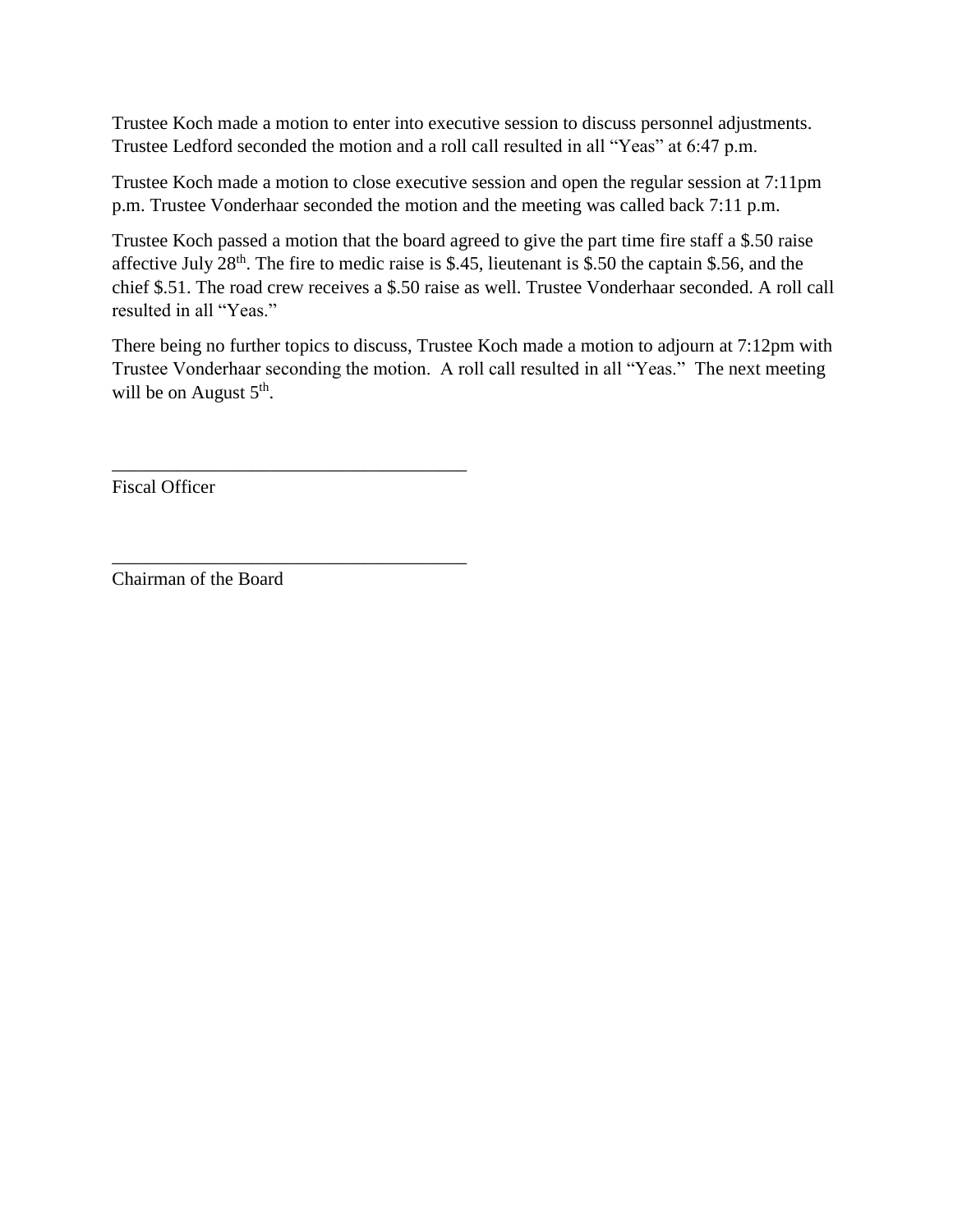Trustee Koch made a motion to enter into executive session to discuss personnel adjustments. Trustee Ledford seconded the motion and a roll call resulted in all "Yeas" at 6:47 p.m.

Trustee Koch made a motion to close executive session and open the regular session at 7:11pm p.m. Trustee Vonderhaar seconded the motion and the meeting was called back 7:11 p.m.

Trustee Koch passed a motion that the board agreed to give the part time fire staff a $.50 raise affective July 28th. The fire to medic raise is $.45, lieutenant is $.50 the captain $.56, and the chief $.51. The road crew receives a $.50 raise as well. Trustee Vonderhaar seconded. A roll call resulted in all "Yeas."

There being no further topics to discuss, Trustee Koch made a motion to adjourn at 7:12pm with Trustee Vonderhaar seconding the motion. A roll call resulted in all "Yeas." The next meeting will be on August 5th.

______________________________________
Fiscal Officer

______________________________________
Chairman of the Board